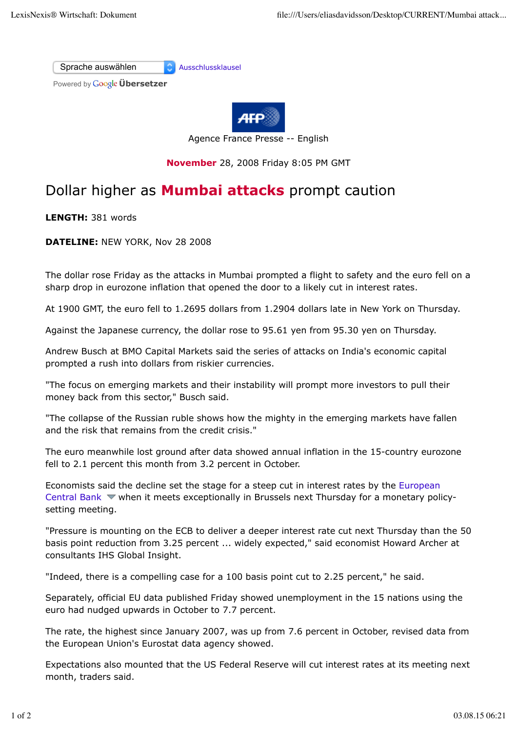Sprache auswählen Ausschlussklausel

Powered by Google Übersetzer

Agence France Presse -- English

**November** 28, 2008 Friday 8:05 PM GMT

# Dollar higher as **Mumbai attacks** prompt caution

**LENGTH:** 381 words

**DATELINE:** NEW YORK, Nov 28 2008

The dollar rose Friday as the attacks in Mumbai prompted a flight to safety and the euro fell on a sharp drop in eurozone inflation that opened the door to a likely cut in interest rates.

At 1900 GMT, the euro fell to 1.2695 dollars from 1.2904 dollars late in New York on Thursday.

Against the Japanese currency, the dollar rose to 95.61 yen from 95.30 yen on Thursday.

Andrew Busch at BMO Capital Markets said the series of attacks on India's economic capital prompted a rush into dollars from riskier currencies.

"The focus on emerging markets and their instability will prompt more investors to pull their money back from this sector," Busch said.

"The collapse of the Russian ruble shows how the mighty in the emerging markets have fallen and the risk that remains from the credit crisis."

The euro meanwhile lost ground after data showed annual inflation in the 15-country eurozone fell to 2.1 percent this month from 3.2 percent in October.

Economists said the decline set the stage for a steep cut in interest rates by the European Central Bank when it meets exceptionally in Brussels next Thursday for a monetary policy-setting meeting.

"Pressure is mounting on the ECB to deliver a deeper interest rate cut next Thursday than the 50 basis point reduction from 3.25 percent ... widely expected," said economist Howard Archer at consultants IHS Global Insight.

"Indeed, there is a compelling case for a 100 basis point cut to 2.25 percent," he said.

Separately, official EU data published Friday showed unemployment in the 15 nations using the euro had nudged upwards in October to 7.7 percent.

The rate, the highest since January 2007, was up from 7.6 percent in October, revised data from the European Union's Eurostat data agency showed.

Expectations also mounted that the US Federal Reserve will cut interest rates at its meeting next month, traders said.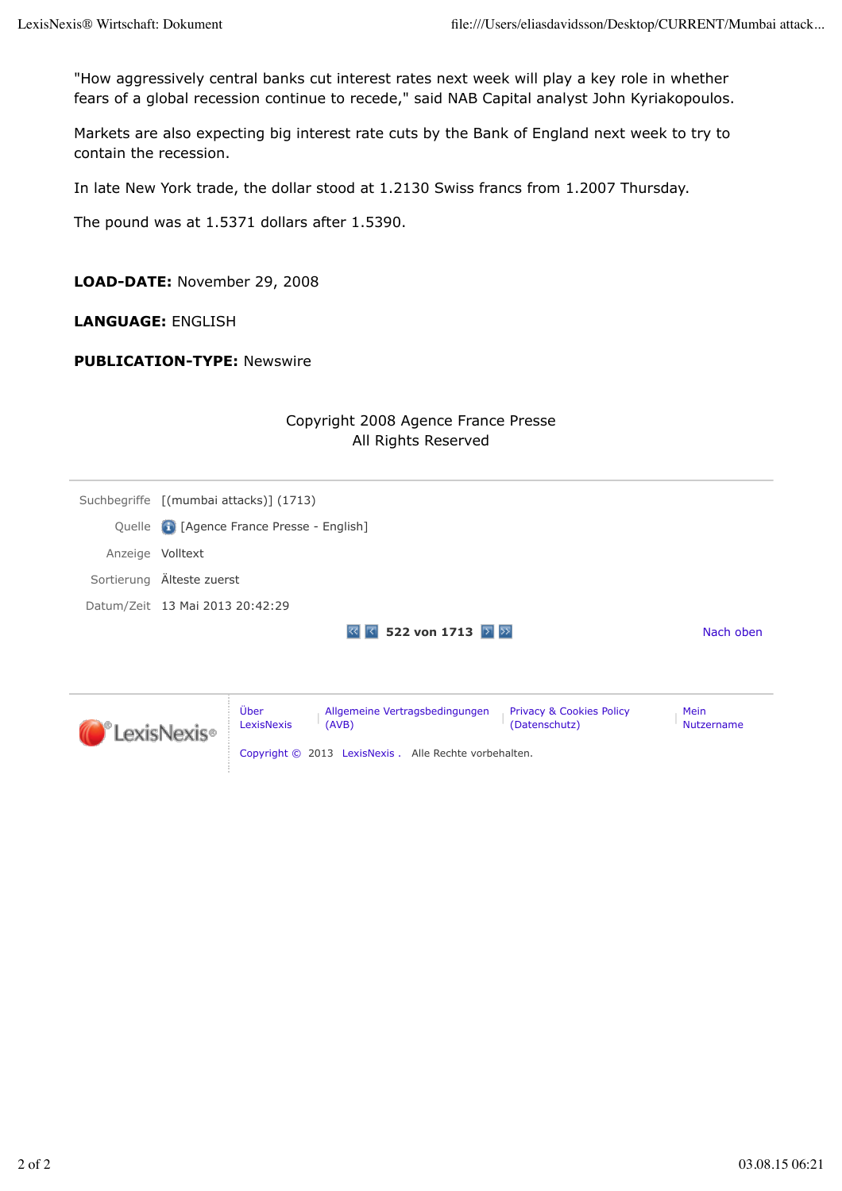"How aggressively central banks cut interest rates next week will play a key role in whether fears of a global recession continue to recede," said NAB Capital analyst John Kyriakopoulos.

Markets are also expecting big interest rate cuts by the Bank of England next week to try to contain the recession.

In late New York trade, the dollar stood at 1.2130 Swiss francs from 1.2007 Thursday.

The pound was at 1.5371 dollars after 1.5390.

**LOAD-DATE:** November 29, 2008

**LANGUAGE:** ENGLISH

**PUBLICATION-TYPE:** Newswire

Copyright 2008 Agence France Presse
All Rights Reserved

| | |
|---|---|
| Suchbegriffe | [(mumbai attacks)] (1713) |
| Quelle | [Agence France Presse - English] |
| Anzeige | Volltext |
| Sortierung | Älteste zuerst |
| Datum/Zeit | 13 Mai 2013 20:42:29 |

**522 von 1713**

Nach oben

Über LexisNexis | Allgemeine Vertragsbedingungen (AVB) | Privacy & Cookies Policy (Datenschutz) | Mein Nutzername

Copyright © 2013 LexisNexis. Alle Rechte vorbehalten.